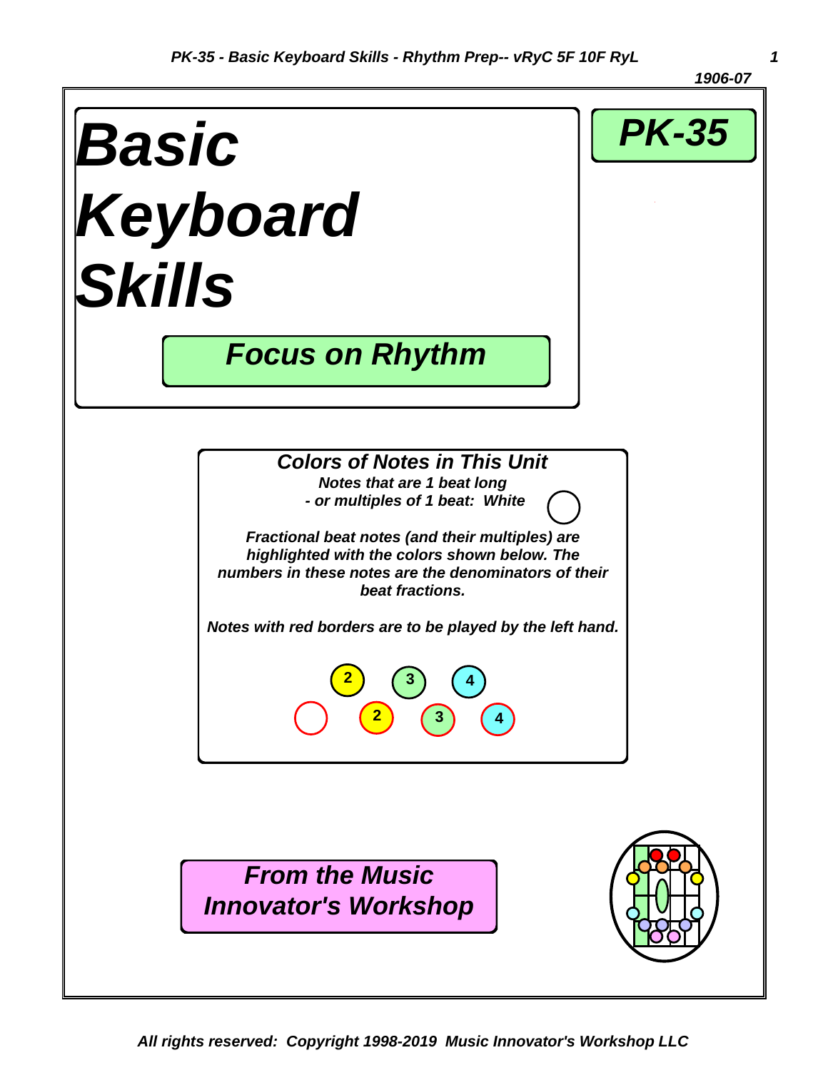# *Basic Keyboard Skills*

## *PK-35*

### *Focus on Rhythm*

***Colors of Notes in This Unit***

***Notes that are 1 beat long - or multiples of 1 beat: White***

***Fractional beat notes (and their multiples) are highlighted with the colors shown below. The numbers in these notes are the denominators of their beat fractions.***

***Notes with red borders are to be played by the left hand.***

2 3 4

2 3 4

***From the Music Innovator's Workshop***

***All rights reserved: Copyright 1998-2019 Music Innovator's Workshop LLC***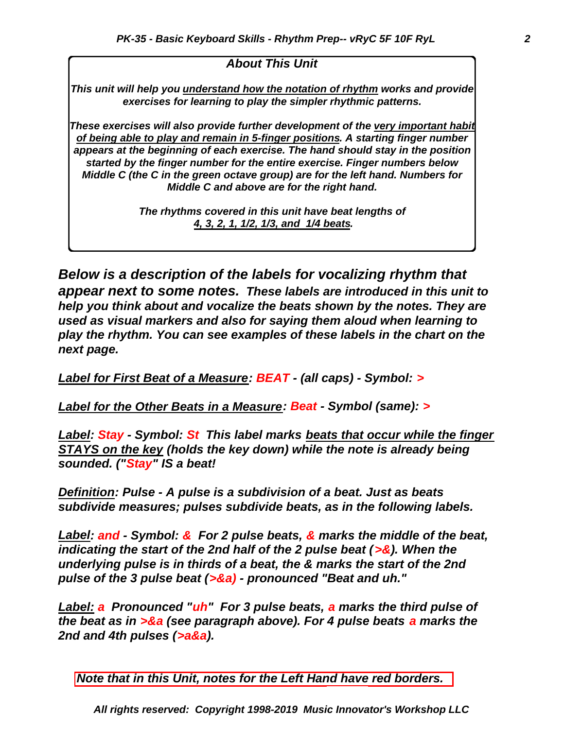## *About This Unit*

***This unit will help you understand how the notation of rhythm works and provide exercises for learning to play the simpler rhythmic patterns.***

***These exercises will also provide further development of the very important habit of being able to play and remain in 5-finger positions. A starting finger number appears at the beginning of each exercise. The hand should stay in the position started by the finger number for the entire exercise. Finger numbers below Middle C (the C in the green octave group) are for the left hand. Numbers for Middle C and above are for the right hand.***

***The rhythms covered in this unit have beat lengths of 4, 3, 2, 1, 1/2, 1/3, and 1/4 beats.***

***Below is a description of the labels for vocalizing rhythm that appear next to some notes. These labels are introduced in this unit to help you think about and vocalize the beats shown by the notes. They are used as visual markers and also for saying them aloud when learning to play the rhythm. You can see examples of these labels in the chart on the next page.***

***Label for First Beat of a Measure: BEAT - (all caps) - Symbol: >***

***Label for the Other Beats in a Measure: Beat - Symbol (same): >***

***Label: Stay - Symbol: St This label marks beats that occur while the finger STAYS on the key (holds the key down) while the note is already being sounded. ("Stay" IS a beat!***

***Definition: Pulse - A pulse is a subdivision of a beat. Just as beats subdivide measures; pulses subdivide beats, as in the following labels.***

***Label: and - Symbol: & For 2 pulse beats, & marks the middle of the beat, indicating the start of the 2nd half of the 2 pulse beat (>&). When the underlying pulse is in thirds of a beat, the & marks the start of the 2nd pulse of the 3 pulse beat (>&a) - pronounced "Beat and uh."***

***Label: a Pronounced "uh" For 3 pulse beats, a marks the third pulse of the beat as in >&a (see paragraph above). For 4 pulse beats a marks the 2nd and 4th pulses (>a&a).***

***Note that in this Unit, notes for the Left Hand have red borders.***

***All rights reserved: Copyright 1998-2019 Music Innovator's Workshop LLC***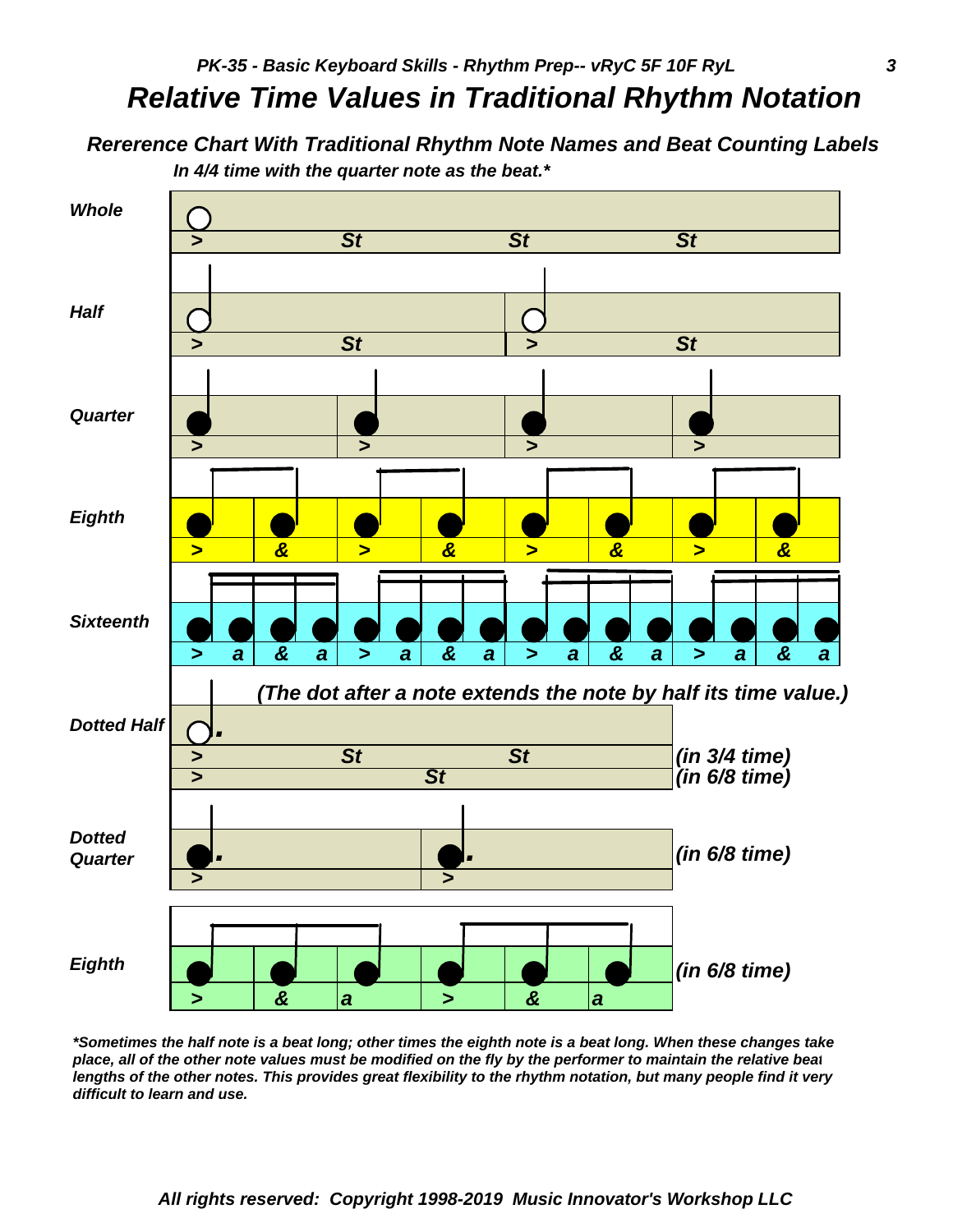# *Relative Time Values in Traditional Rhythm Notation*

## *Rererence Chart With Traditional Rhythm Note Names and Beat Counting Labels*

***In 4/4 time with the quarter note as the beat.****

**Whole**

| > | St | St | St |
|---|---|---|---|

**Half**

| > | St | > | St |
|---|---|---|---|

**Quarter**

| > | > | > | > |
|---|---|---|---|

**Eighth**

| > | & | > | & | > | & | > | & |
|---|---|---|---|---|---|---|---|

**Sixteenth**

| > | a | & | a | > | a | & | a | > | a | & | a | > | a | & | a |
|---|---|---|---|---|---|---|---|---|---|---|---|---|---|---|---|

***(The dot after a note extends the note by half its time value.)***

**Dotted Half**

| > | St | St | *(in 3/4 time)* |
|---|---|---|---|
| > | St | | *(in 6/8 time)* |

**Dotted Quarter**

| > | > | *(in 6/8 time)* |
|---|---|---|

**Eighth**

| > | & | a | > | & | a | *(in 6/8 time)* |
|---|---|---|---|---|---|---|

****Sometimes the half note is a beat long; other times the eighth note is a beat long. When these changes take place, all of the other note values must be modified on the fly by the performer to maintain the relative beat lengths of the other notes. This provides great flexibility to the rhythm notation, but many people find it very difficult to learn and use.***

***All rights reserved: Copyright 1998-2019 Music Innovator's Workshop LLC***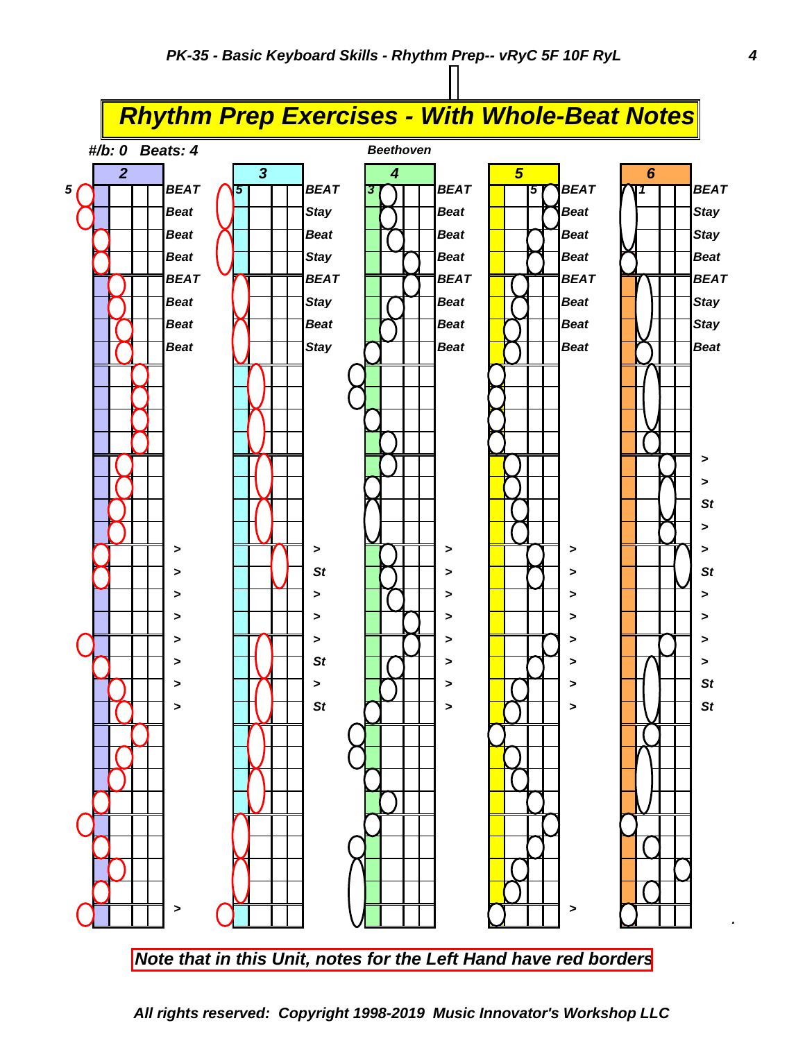# Rhythm Prep Exercises - With Whole-Beat Notes

**#/b: 0 Beats: 4**

**Beethoven**

| 2 | | 3 | | 4 | | 5 | | 6 | |
|---|---|---|---|---|---|---|---|---|---|
| | BEAT | | BEAT | | BEAT | | BEAT | | BEAT |
| | Beat | | Stay | | Beat | | Beat | | Stay |
| | Beat | | Beat | | Beat | | Beat | | Stay |
| | Beat | | Stay | | Beat | | Beat | | Beat |
| | BEAT | | BEAT | | BEAT | | BEAT | | BEAT |
| | Beat | | Stay | | Beat | | Beat | | Stay |
| | Beat | | Beat | | Beat | | Beat | | Stay |
| | Beat | | Stay | | Beat | | Beat | | Beat |

*Note that in this Unit, notes for the Left Hand have red borders*

*All rights reserved: Copyright 1998-2019 Music Innovator's Workshop LLC*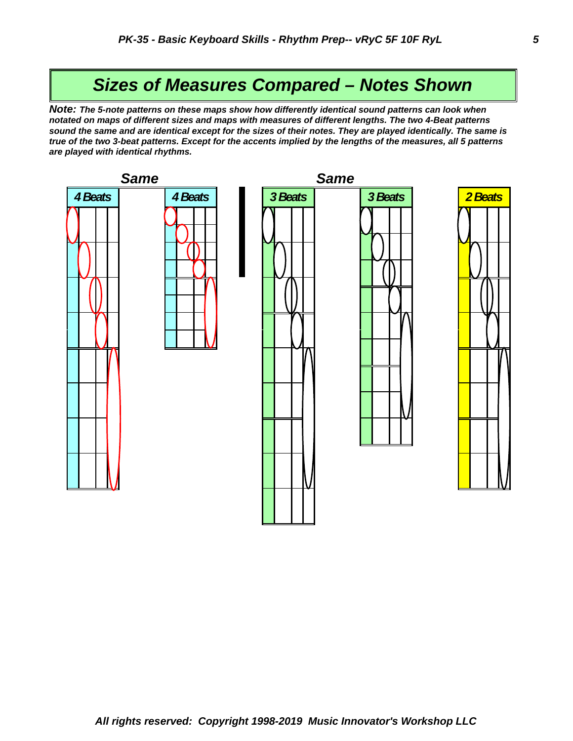# Sizes of Measures Compared – Notes Shown

***Note:*** ***The 5-note patterns on these maps show how differently identical sound patterns can look when notated on maps of different sizes and maps with measures of different lengths. The two 4-Beat patterns sound the same and are identical except for the sizes of their notes. They are played identically. The same is true of the two 3-beat patterns. Except for the accents implied by the lengths of the measures, all 5 patterns are played with identical rhythms.***

***Same*** ***Same***

4 Beats 4 Beats 3 Beats 3 Beats 2 Beats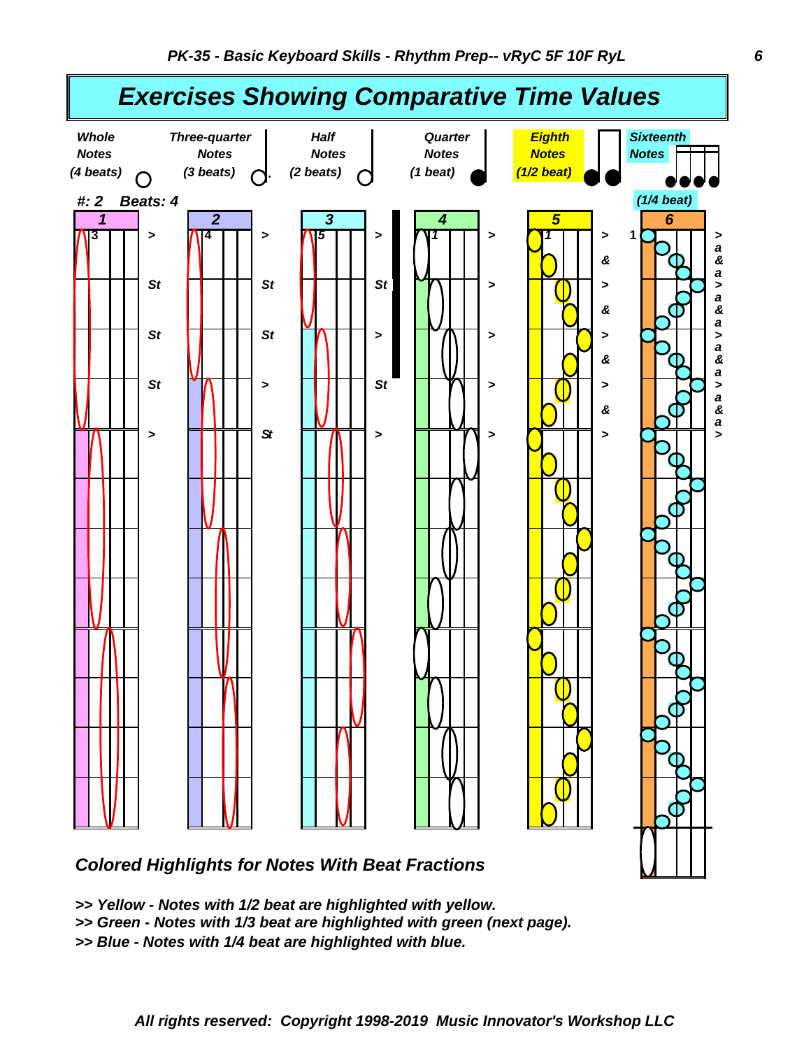# Exercises Showing Comparative Time Values

| Whole Notes (4 beats) | Three-quarter Notes (3 beats) | Half Notes (2 beats) | Quarter Notes (1 beat) | Eighth Notes (1/2 beat) | Sixteenth Notes (1/4 beat) |
|---|---|---|---|---|---|

#: 2 Beats: 4

| 1 | 2 | 3 | 4 | 5 | 6 |
|---|---|---|---|---|---|

## Colored Highlights for Notes With Beat Fractions

*>> Yellow - Notes with 1/2 beat are highlighted with yellow.*
*>> Green - Notes with 1/3 beat are highlighted with green (next page).*
*>> Blue - Notes with 1/4 beat are highlighted with blue.*

*All rights reserved: Copyright 1998-2019 Music Innovator's Workshop LLC*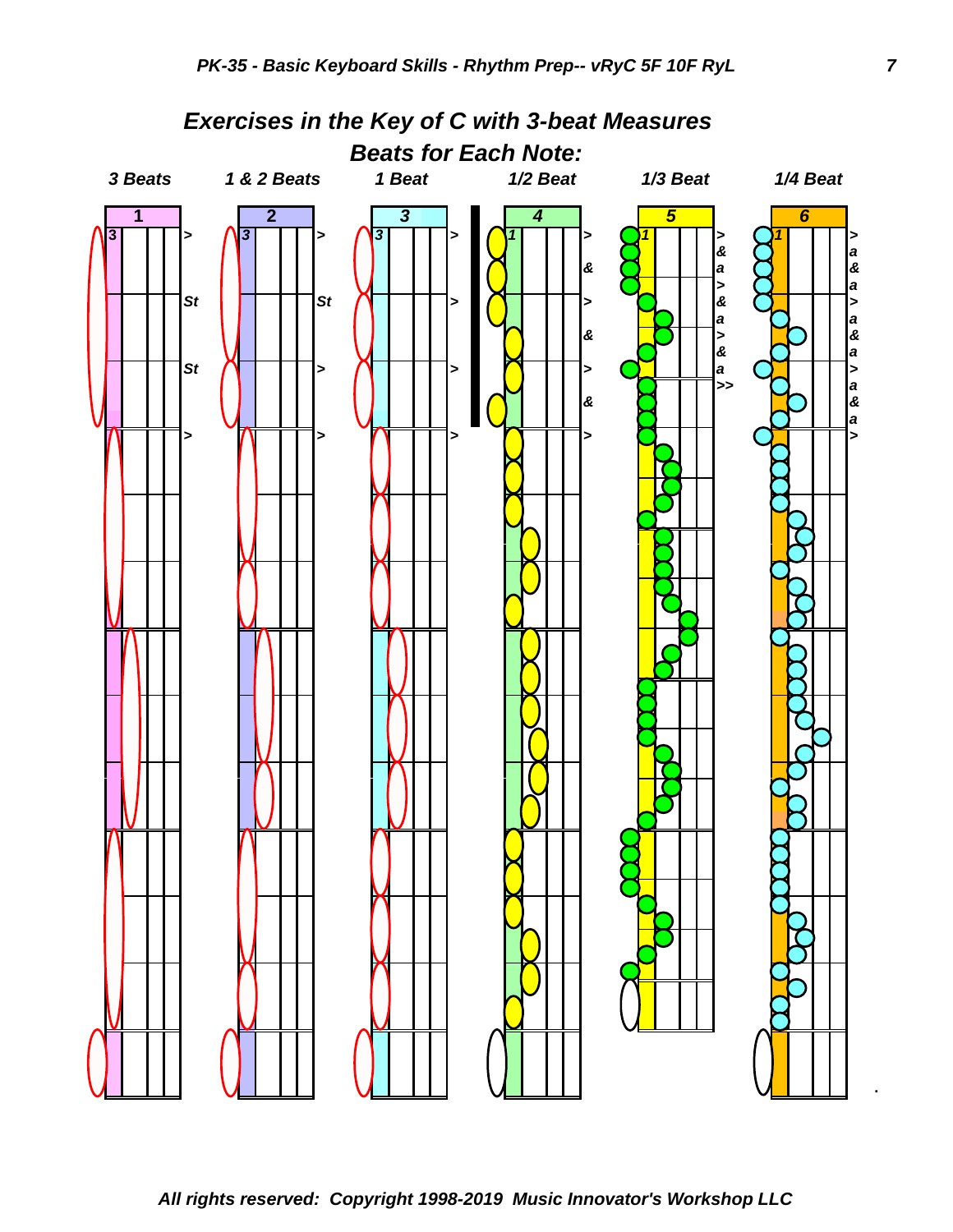## Exercises in the Key of C with 3-beat Measures

### Beats for Each Note:

| 3 Beats | 1 & 2 Beats | 1 Beat | 1/2 Beat | 1/3 Beat | 1/4 Beat |
|---|---|---|---|---|---|
| 1 | 2 | 3 | 4 | 5 | 6 |

*All rights reserved: Copyright 1998-2019 Music Innovator's Workshop LLC*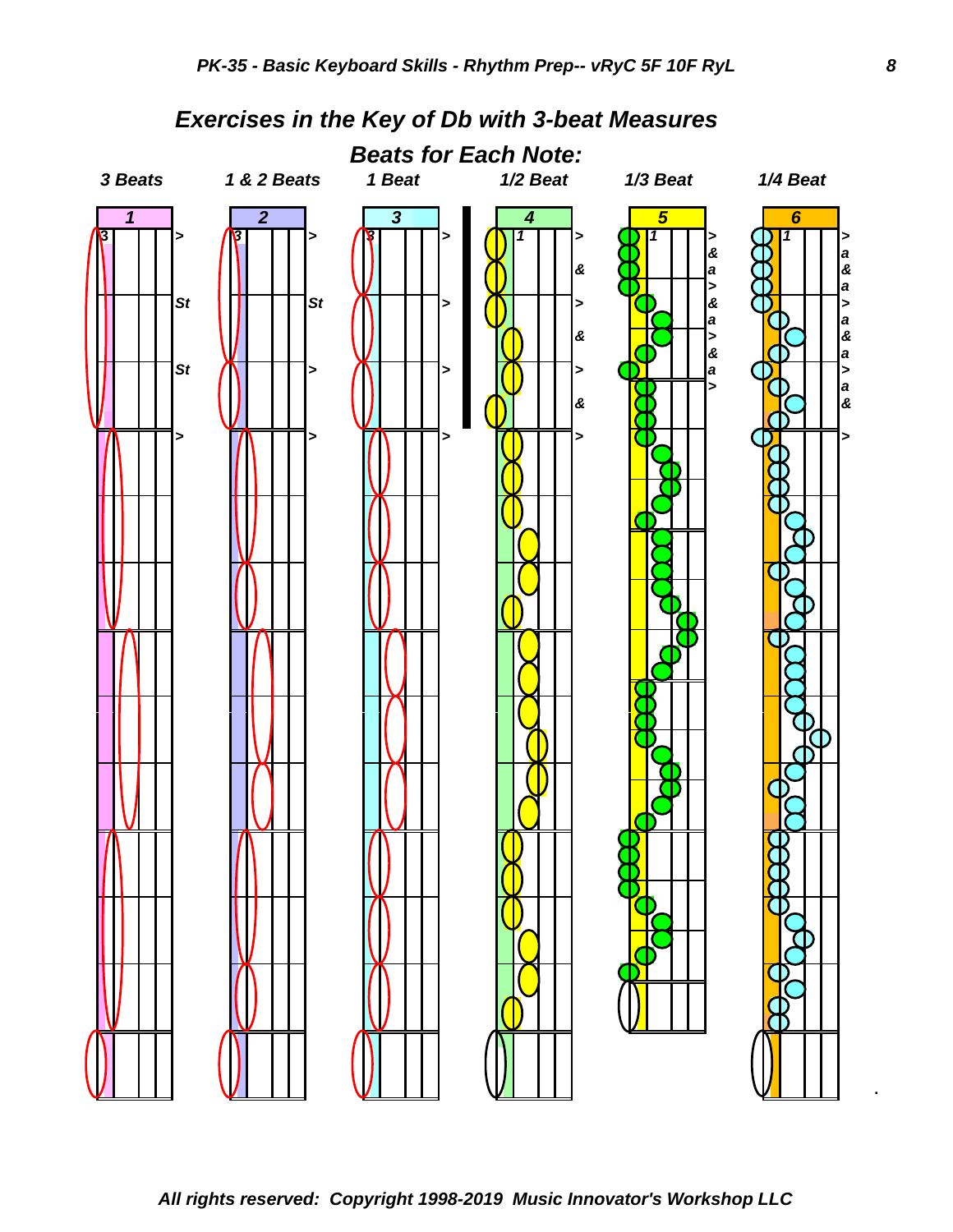## Exercises in the Key of Db with 3-beat Measures

### Beats for Each Note:

| 3 Beats | 1 & 2 Beats | 1 Beat | 1/2 Beat | 1/3 Beat | 1/4 Beat |
|---|---|---|---|---|---|
| 1 | 2 | 3 | 4 | 5 | 6 |

All rights reserved: Copyright 1998-2019 Music Innovator's Workshop LLC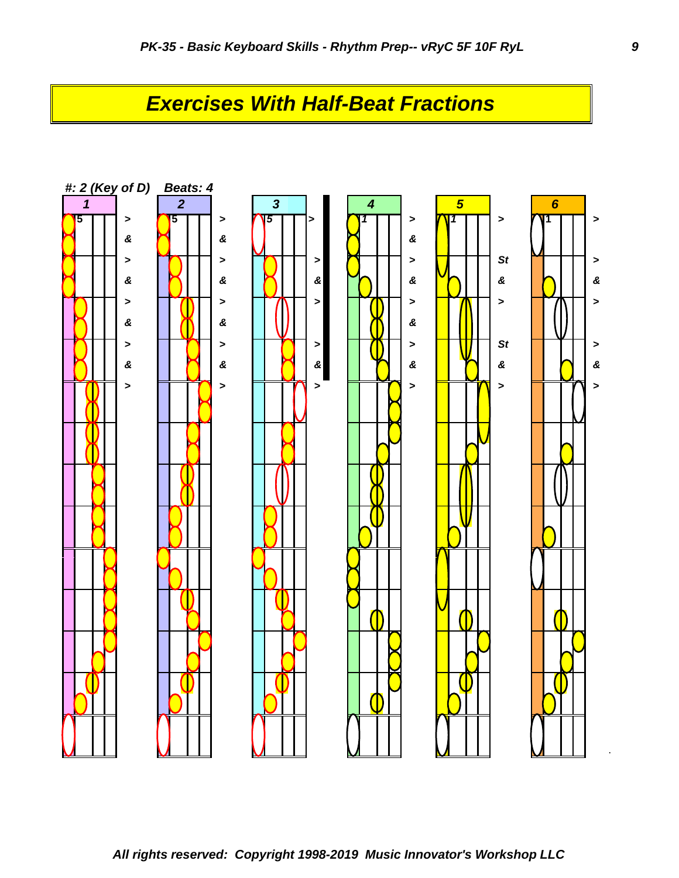# Exercises With Half-Beat Fractions

#: 2 (Key of D) Beats: 4

1 2 3 4 5 6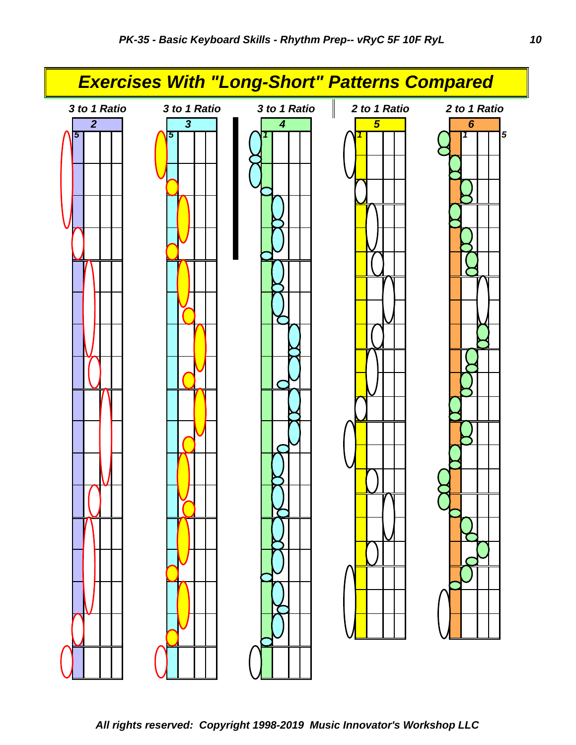# Exercises With "Long-Short" Patterns Compared

3 to 1 Ratio

2

5

3 to 1 Ratio

3

5

3 to 1 Ratio

4

1

2 to 1 Ratio

5

1

2 to 1 Ratio

6

1 5

All rights reserved: Copyright 1998-2019 Music Innovator's Workshop LLC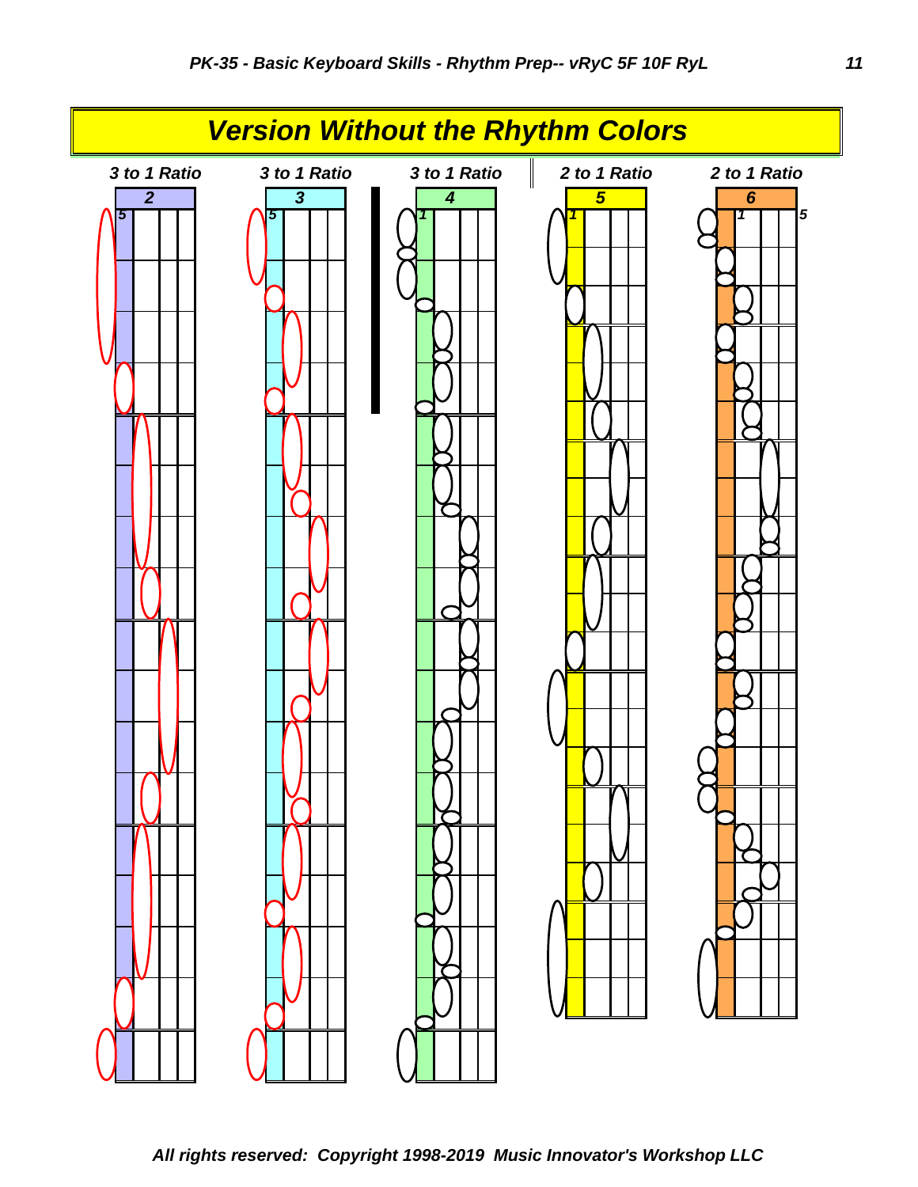## *Version Without the Rhythm Colors*

*3 to 1 Ratio* — *2*

*3 to 1 Ratio* — *3*

*3 to 1 Ratio* — *4*

*2 to 1 Ratio* — *5*

*2 to 1 Ratio* — *6*

*All rights reserved: Copyright 1998-2019 Music Innovator's Workshop LLC*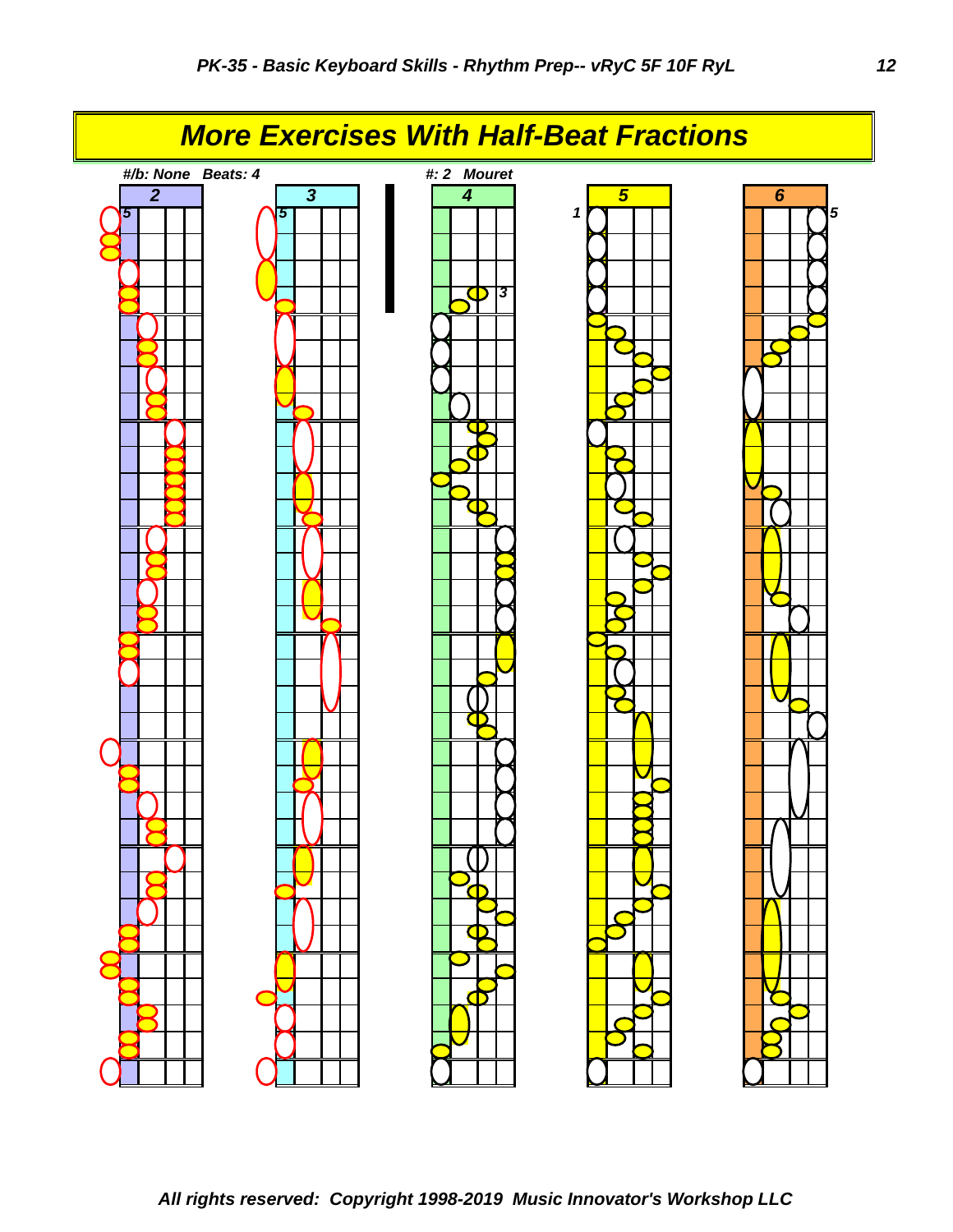## More Exercises With Half-Beat Fractions

*#/b: None Beats: 4*

*#: 2 Mouret*

| 2 | 3 | 4 | 5 | 6 |
|---|---|---|---|---|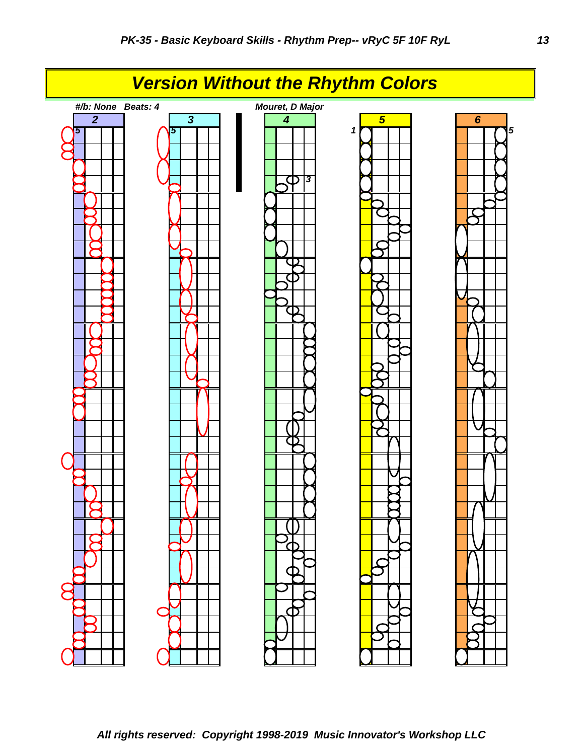# Version Without the Rhythm Colors

#/b: None  Beats: 4

Mouret, D Major

2

3

4

5

6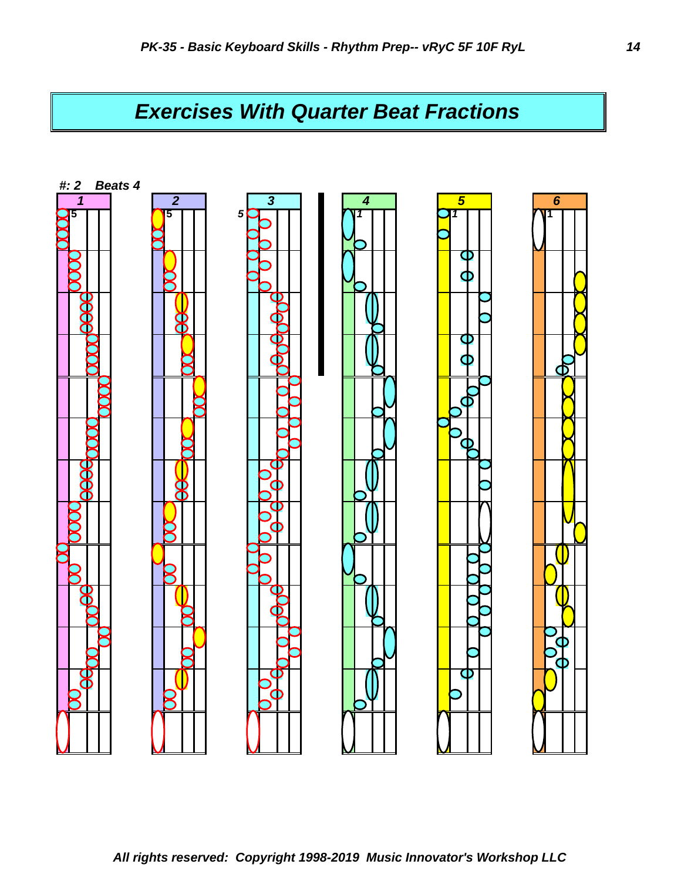## Exercises With Quarter Beat Fractions

#: 2 Beats 4

1 5

2 5

3 5

4 1

5 1

6 1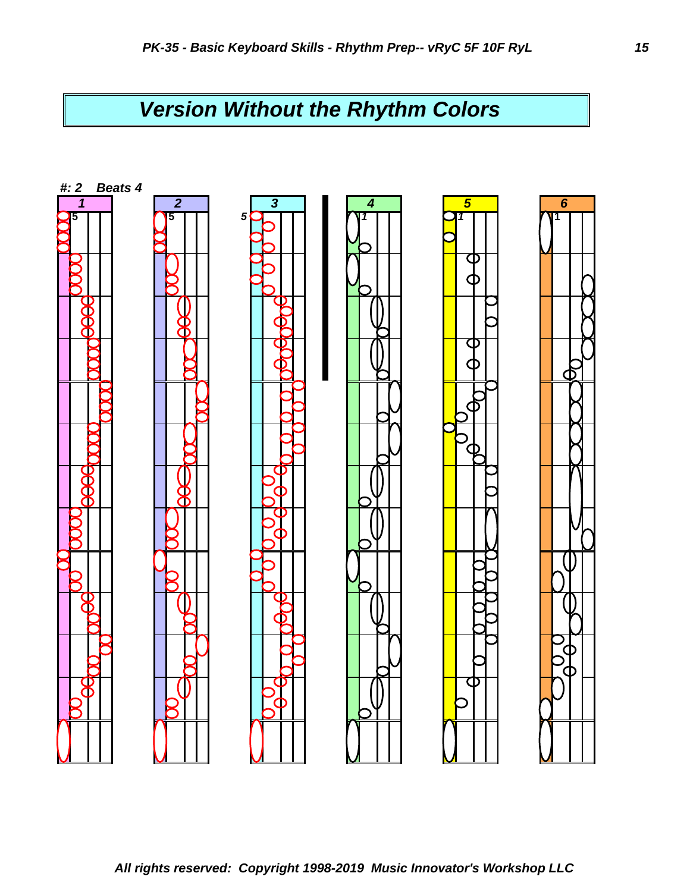# Version Without the Rhythm Colors

#: 2    Beats 4

1    2    3    4    5    6

5    5    5    1    1    1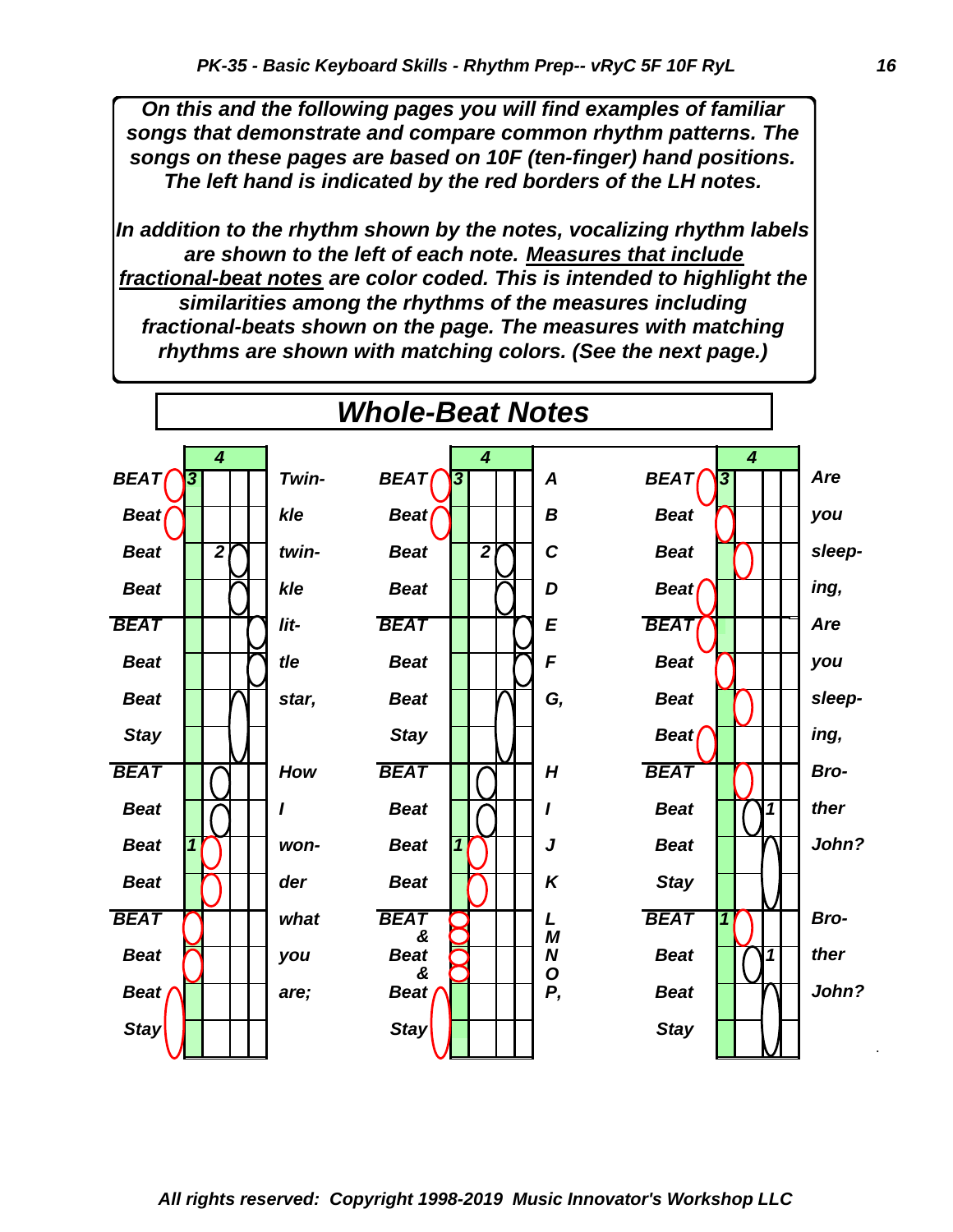***On this and the following pages you will find examples of familiar songs that demonstrate and compare common rhythm patterns. The songs on these pages are based on 10F (ten-finger) hand positions. The left hand is indicated by the red borders of the LH notes.***

***In addition to the rhythm shown by the notes, vocalizing rhythm labels are shown to the left of each note. Measures that include fractional-beat notes are color coded. This is intended to highlight the similarities among the rhythms of the measures including fractional-beats shown on the page. The measures with matching rhythms are shown with matching colors. (See the next page.)***

## *Whole-Beat Notes*

| Rhythm | Lyrics | Rhythm | Lyrics | Rhythm | Lyrics |
|---|---|---|---|---|---|
| BEAT | Twin- | BEAT | A | BEAT | Are |
| Beat | kle | Beat | B | Beat | you |
| Beat | twin- | Beat | C | Beat | sleep- |
| Beat | kle | Beat | D | Beat | ing, |
| BEAT | lit- | BEAT | E | BEAT | Are |
| Beat | tle | Beat | F | Beat | you |
| Beat | star, | Beat | G, | Beat | sleep- |
| Stay | | Stay | | Beat | ing, |
| BEAT | How | BEAT | H | BEAT | Bro- |
| Beat | I | Beat | I | Beat | ther |
| Beat | won- | Beat | J | Beat | John? |
| Beat | der | Beat | K | Stay | |
| BEAT | what | BEAT & | L M | BEAT | Bro- |
| Beat | you | Beat & | N O | Beat | ther |
| Beat | are; | Beat | P, | Beat | John? |
| Stay | | Stay | | Stay | |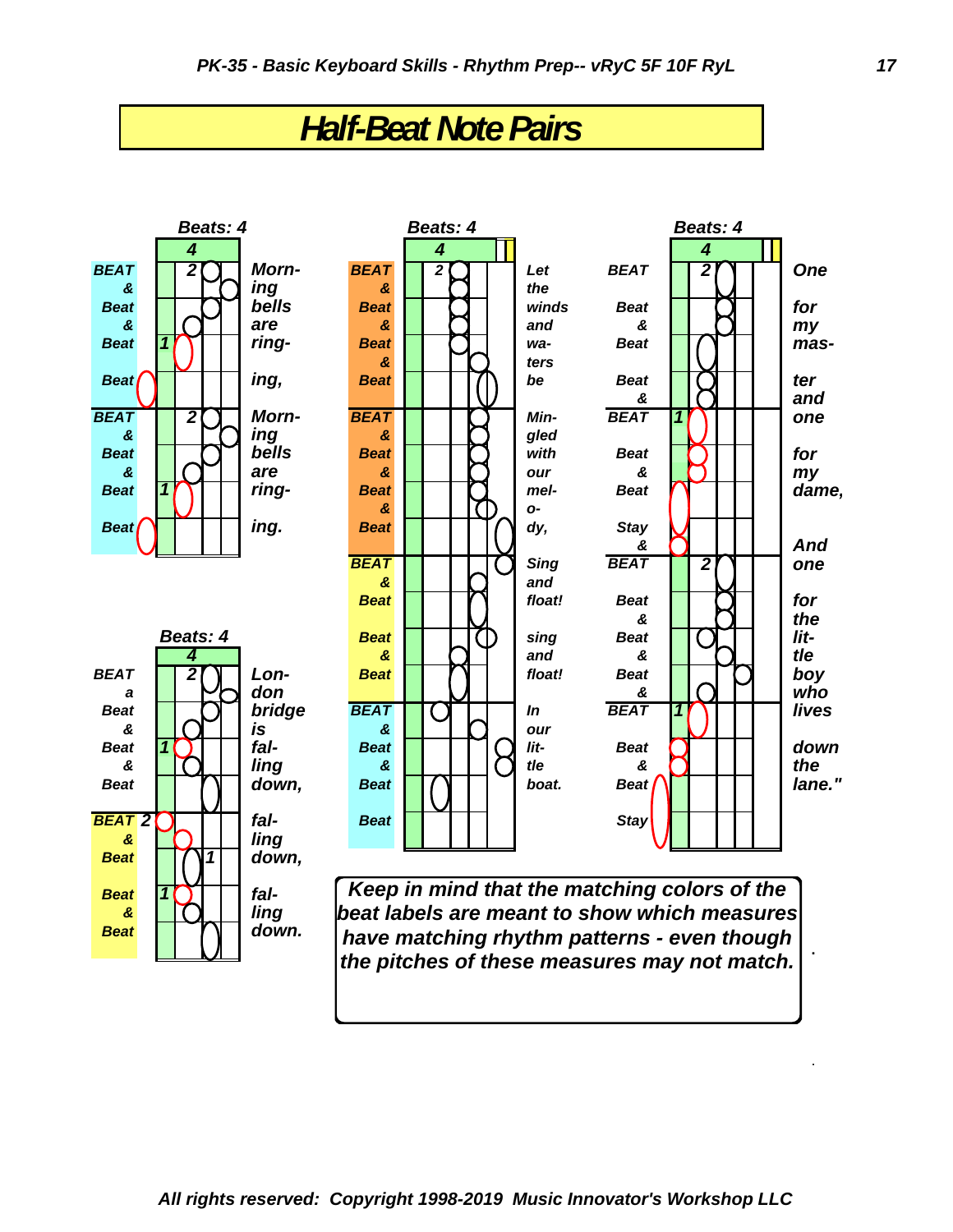# Half-Beat Note Pairs

**Beats: 4**

| | 4 | |
|---|---|---|
| BEAT | 2 | Morn- |
| & | | ing |
| Beat | | bells |
| & | | are |
| Beat | 1 | ring- |
| Beat | | ing, |
| BEAT | 2 | Morn- |
| & | | ing |
| Beat | | bells |
| & | | are |
| Beat | 1 | ring- |
| Beat | | ing. |

**Beats: 4**

| | 4 | |
|---|---|---|
| BEAT | 2 | Lon- |
| a | | don |
| Beat | | bridge |
| & | | is |
| Beat | 1 | fal- |
| & | | ling |
| Beat | | down, |
| BEAT | 2 | fal- |
| & | | ling |
| Beat | 1 | down, |
| Beat | 1 | fal- |
| & | | ling |
| Beat | | down. |

**Beats: 4**

| | 4 | |
|---|---|---|
| BEAT | 2 | Let |
| & | | the |
| Beat | | winds |
| & | | and |
| Beat | | wa- |
| & | | ters |
| Beat | | be |
| BEAT | | Min- |
| & | | gled |
| Beat | | with |
| & | | our |
| Beat | | mel- |
| & | | o- |
| Beat | | dy, |
| BEAT | | Sing |
| & | | and |
| Beat | | float! |
| Beat | | sing |
| & | | and |
| Beat | | float! |
| BEAT | | In |
| & | | our |
| Beat | | lit- |
| & | | tle |
| Beat | | boat. |
| Beat | | |

**Beats: 4**

| | 4 | |
|---|---|---|
| BEAT | 2 | One |
| Beat | | for |
| & | | my |
| Beat | | mas- |
| Beat | | ter |
| & | | and |
| BEAT | 1 | one |
| Beat | | for |
| & | | my |
| Beat | | dame, |
| Stay | | |
| & | | And |
| BEAT | 2 | one |
| Beat | | for |
| & | | the |
| Beat | | lit- |
| & | | tle |
| Beat | | boy |
| & | | who |
| BEAT | 1 | lives |
| Beat | | down |
| & | | the |
| Beat | | lane." |
| Stay | | |

*Keep in mind that the matching colors of the beat labels are meant to show which measures have matching rhythm patterns - even though the pitches of these measures may not match.*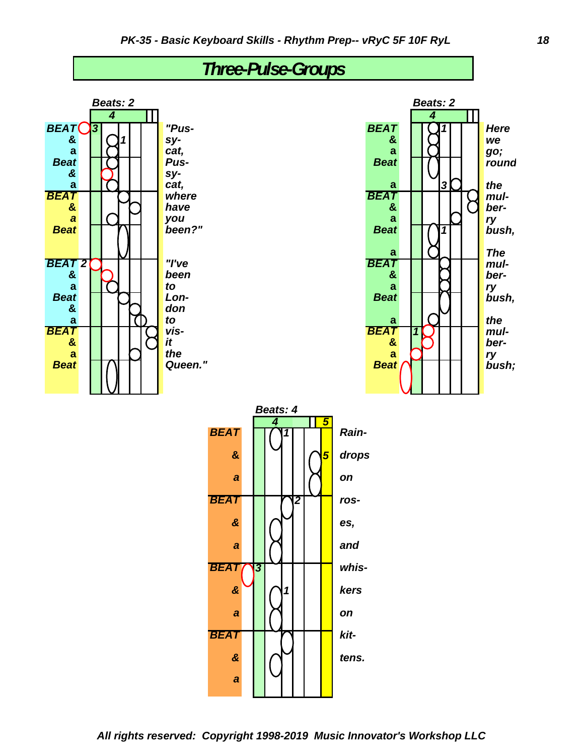# Three-Pulse-Groups

**Beats: 2**

| Count | Lyrics |
|---|---|
| BEAT | "Pus- |
| & | sy- |
| a | cat, |
| Beat | Pus- |
| & | sy- |
| a | cat, |
| BEAT | where |
| & | have |
| a | you |
| Beat | been?" |
| BEAT | "I've |
| & | been |
| a | to |
| Beat | Lon- |
| & | don |
| a | to |
| BEAT | vis- |
| & | it |
| a | the |
| Beat | Queen." |

**Beats: 2**

| Count | Lyrics |
|---|---|
| BEAT | Here |
| & | we |
| a | go; |
| Beat | round |
| a | the |
| BEAT | mul- |
| & | ber- |
| a | ry |
| Beat | bush, |
| a | The |
| BEAT | mul- |
| & | ber- |
| a | ry |
| Beat | bush, |
| a | the |
| BEAT | mul- |
| & | ber- |
| a | ry |
| Beat | bush; |

**Beats: 4**

| Count | Lyrics |
|---|---|
| BEAT | Rain- |
| & | drops |
| a | on |
| BEAT | ros- |
| & | es, |
| a | and |
| BEAT | whis- |
| & | kers |
| a | on |
| BEAT | kit- |
| & | tens. |
| a | |

All rights reserved: Copyright 1998-2019 Music Innovator's Workshop LLC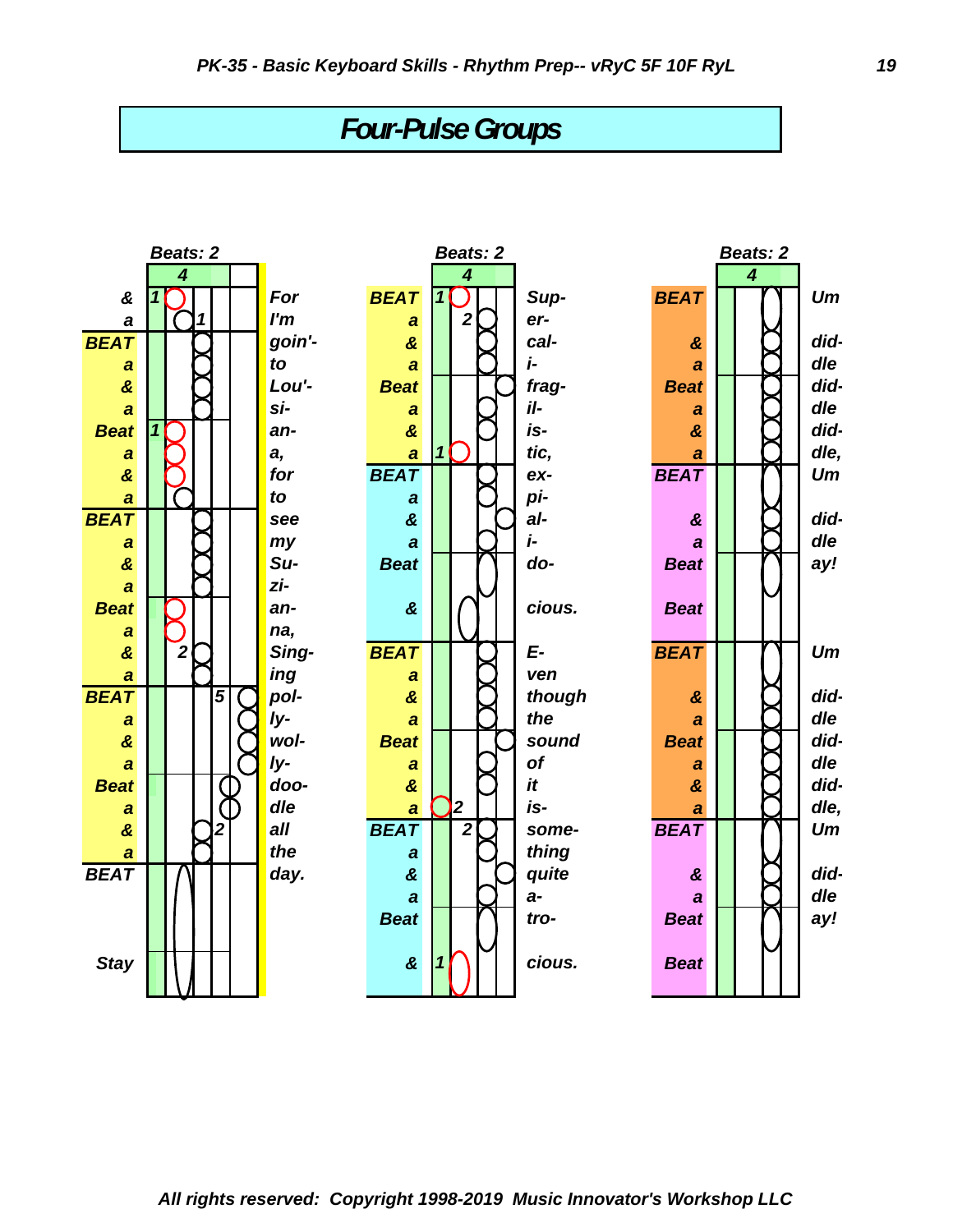# Four-Pulse Groups

**Beats: 2** — 4

| Count | Lyric |
|---|---|
| & | For |
| a | I'm |
| BEAT | goin'- |
| a | to |
| & | Lou'- |
| a | si- |
| Beat | an- |
| a | a, |
| & | for |
| a | to |
| BEAT | see |
| a | my |
| & | Su- |
| a | zi- |
| Beat | an- |
| a | na, |
| & | Sing- |
| a | ing |
| BEAT | pol- |
| a | ly- |
| & | wol- |
| a | ly- |
| Beat | doo- |
| a | dle |
| & | all |
| a | the |
| BEAT | day. |
| Stay | |

**Beats: 2** — 4

| Count | Lyric |
|---|---|
| BEAT | Sup- |
| a | er- |
| & | cal- |
| a | i- |
| Beat | frag- |
| a | il- |
| & | is- |
| a | tic, |
| BEAT | ex- |
| a | pi- |
| & | al- |
| a | i- |
| Beat | do- |
| & | cious. |
| BEAT | E- |
| a | ven |
| & | though |
| a | the |
| Beat | sound |
| a | of |
| & | it |
| a | is- |
| BEAT | some- |
| a | thing |
| & | quite |
| a | a- |
| Beat | tro- |
| & | cious. |

**Beats: 2** — 4

| Count | Lyric |
|---|---|
| BEAT | Um |
| & | did- |
| a | dle |
| Beat | did- |
| a | dle |
| & | did- |
| a | dle, |
| BEAT | Um |
| & | did- |
| a | dle |
| Beat | ay! |
| Beat | |
| BEAT | Um |
| & | did- |
| a | dle |
| Beat | did- |
| a | dle |
| & | did- |
| a | dle, |
| BEAT | Um |
| & | did- |
| a | dle |
| Beat | ay! |
| Beat | |

*All rights reserved: Copyright 1998-2019 Music Innovator's Workshop LLC*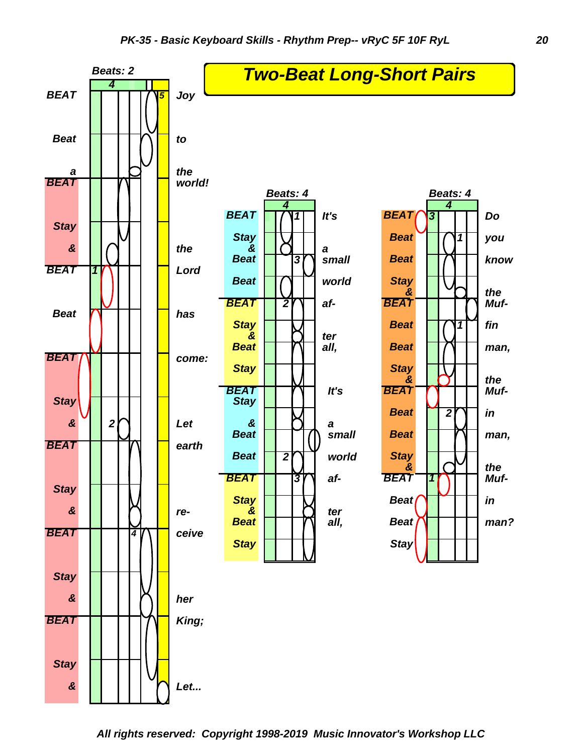# Two-Beat Long-Short Pairs

**Beats: 2**

| Count | Lyrics |
|---|---|
| BEAT | Joy |
| Beat | to |
| a | the |
| BEAT | world! |
| Stay | |
| & | the |
| BEAT | Lord |
| Beat | has |
| BEAT | come: |
| Stay | |
| & | Let |
| BEAT | earth |
| Stay | |
| & | re- |
| BEAT | ceive |
| Stay | |
| & | her |
| BEAT | King; |
| Stay | |
| & | Let... |

**Beats: 4**

| Count | Lyrics |
|---|---|
| BEAT | It's |
| Stay & Beat | a small |
| Beat | world |
| BEAT | af- |
| Stay & Beat | ter all, |
| Stay | |
| BEAT Stay | It's |
| & Beat | a small |
| Beat | world |
| BEAT | af- |
| Stay & Beat | ter all, |
| Stay | |

**Beats: 4**

| Count | Lyrics |
|---|---|
| BEAT | Do |
| Beat | you |
| Beat | know |
| Stay & | the |
| BEAT | Muf- |
| Beat | fin |
| Beat | man, |
| Stay & | the |
| BEAT | Muf- |
| Beat | in |
| Beat | man, |
| Stay & | the |
| BEAT | Muf- |
| Beat | in |
| Beat | man? |
| Stay | |

All rights reserved: Copyright 1998-2019 Music Innovator's Workshop LLC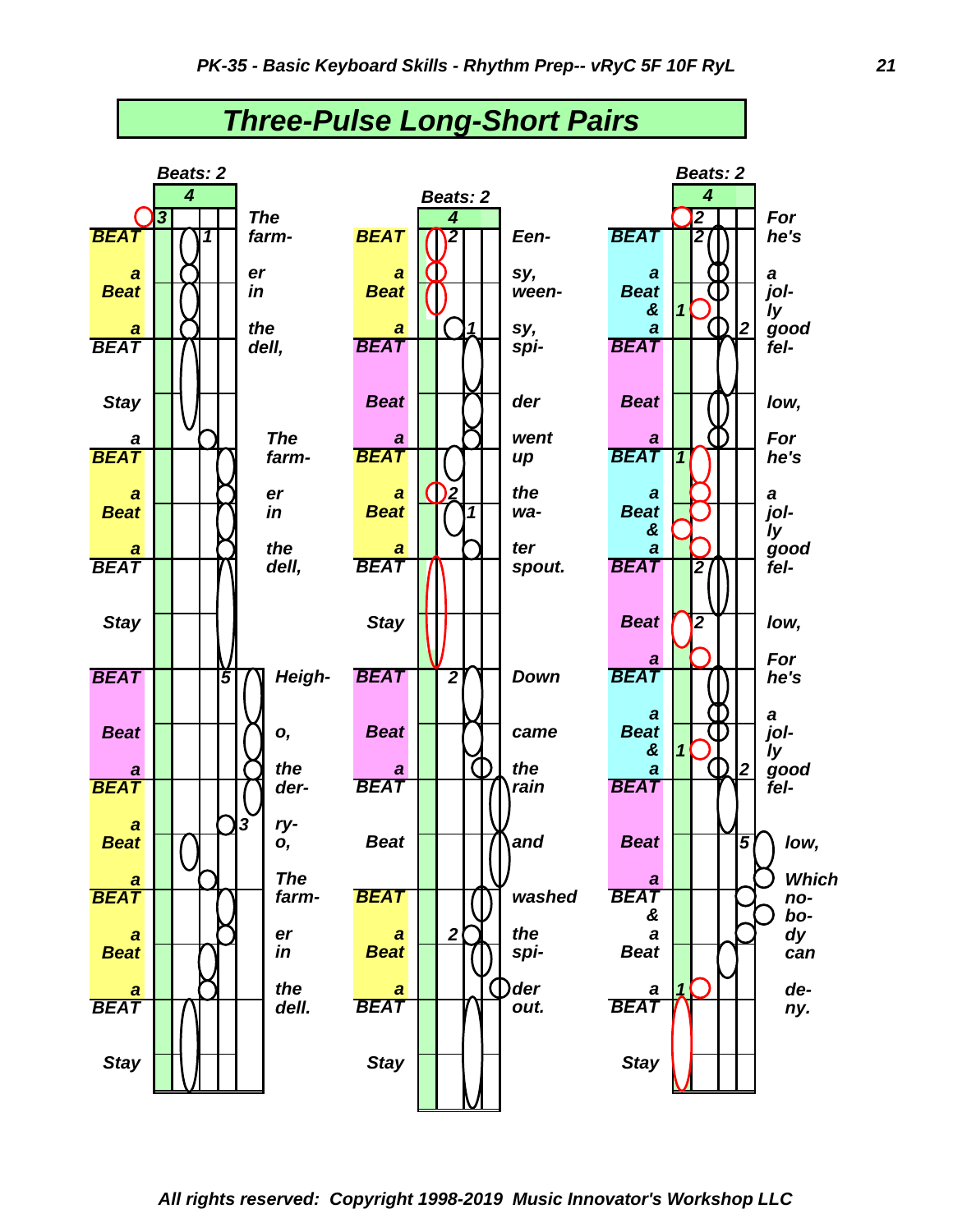# Three-Pulse Long-Short Pairs

**Beats: 2**
**4**

| | | |
|---|---|---|
| BEAT | 3 1 | The farm- |
| a | | er |
| Beat | | in |
| a | | the |
| BEAT | | dell, |
| Stay | | |
| a | | The |
| BEAT | | farm- |
| a | | er |
| Beat | | in |
| a | | the |
| BEAT | | dell, |
| Stay | | |
| BEAT | 5 | Heigh- |
| Beat | | o, |
| a | | the |
| BEAT | | der- |
| a | 3 | ry- |
| Beat | | o, |
| a | | The |
| BEAT | | farm- |
| a | | er |
| Beat | | in |
| a | | the |
| BEAT | | dell. |
| Stay | | |

**Beats: 2**
**4**

| | | |
|---|---|---|
| BEAT | 2 | Een- |
| a | | sy, |
| Beat | | ween- |
| a | 1 | sy, |
| BEAT | | spi- |
| Beat | | der |
| a | | went |
| BEAT | | up |
| a | 2 | the |
| Beat | 1 | wa- |
| a | | ter |
| BEAT | | spout. |
| Stay | | |
| BEAT | 2 | Down |
| Beat | | came |
| a | | the |
| BEAT | | rain |
| Beat | | and |
| BEAT | | washed |
| a | 2 | the |
| Beat | | spi- |
| a | | der |
| BEAT | | out. |
| Stay | | |

**Beats: 2**
**4**

| | | |
|---|---|---|
| BEAT | 2 2 | For he's |
| a | | a |
| Beat | | jol- |
| & | 1 | ly |
| a | 2 | good |
| BEAT | | fel- |
| Beat | | low, |
| a | | For |
| BEAT | 1 | he's |
| a | | a |
| Beat | | jol- |
| & | | ly |
| a | | good |
| BEAT | 2 | fel- |
| Beat | 2 | low, |
| a | | For |
| BEAT | | he's |
| a | | a |
| Beat | | jol- |
| & | 1 | ly |
| a | 2 | good |
| BEAT | | fel- |
| Beat | 5 | low, |
| a | | Which |
| BEAT | | no- |
| & | | bo- |
| a | | dy |
| Beat | | can |
| a | 1 | de- |
| BEAT | | ny. |
| Stay | | |

All rights reserved: Copyright 1998-2019 Music Innovator's Workshop LLC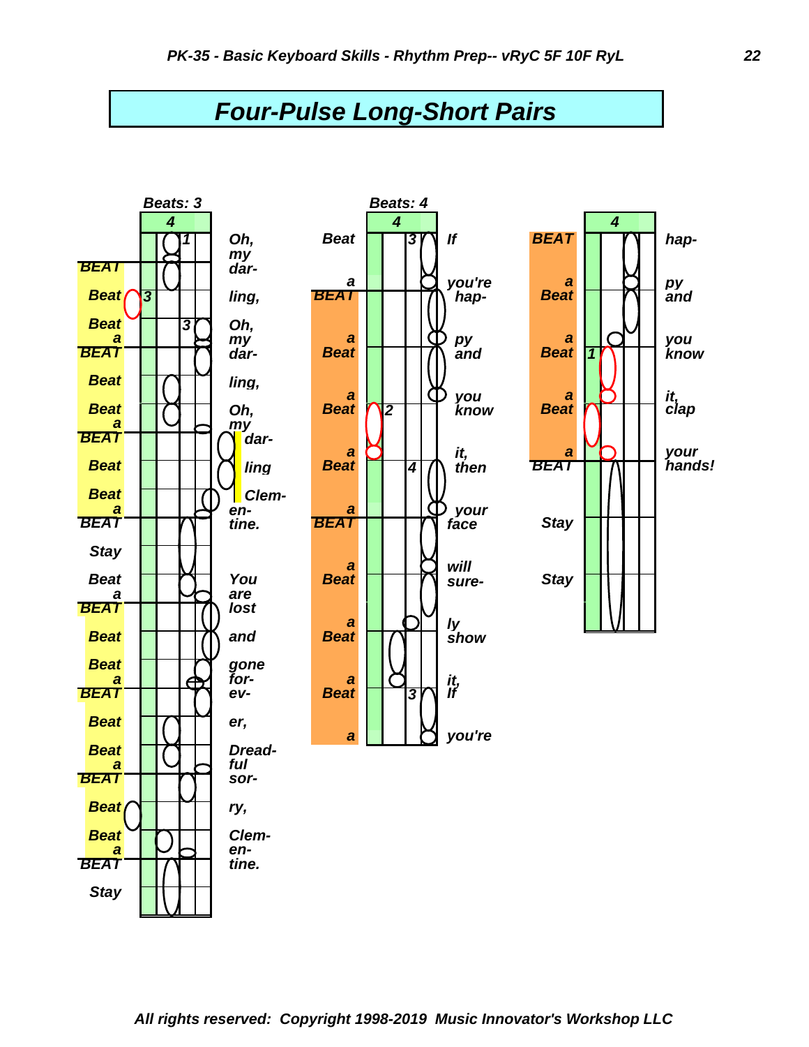# Four-Pulse Long-Short Pairs

**Beats: 3**

| | 4 | |
|---|---|---|
| | 1 | Oh, my |
| BEAT | | dar- |
| Beat | 3 | ling, |
| Beat a | 3 | Oh, my |
| BEAT | | dar- |
| Beat | | ling, |
| Beat a | | Oh, my |
| BEAT | | dar- |
| Beat | | ling |
| Beat a | | Clem- en- |
| BEAT | | tine. |
| Stay | | |
| Beat a | | You are |
| BEAT | | lost |
| Beat | | and |
| Beat a | | gone for- |
| BEAT | | ev- |
| Beat | | er, |
| Beat a | | Dread- ful |
| BEAT | | sor- |
| Beat | | ry, |
| Beat a | | Clem- en- |
| BEAT | | tine. |
| Stay | | |

**Beats: 4**

| | 4 | |
|---|---|---|
| Beat | 3 | If |
| a BEAT | | you're hap- |
| a Beat | | py and |
| a Beat | 2 | you know |
| a Beat | 4 | it, then |
| a BEAT | | your face |
| a Beat | | will sure- |
| a Beat | | ly show |
| a Beat | 3 | it, If |
| a | | you're |

| | 4 | |
|---|---|---|
| BEAT | | hap- |
| a Beat | | py and |
| a Beat | 1 | you know |
| a Beat | | it, clap |
| a BEAT | | your hands! |
| Stay | | |
| Stay | | |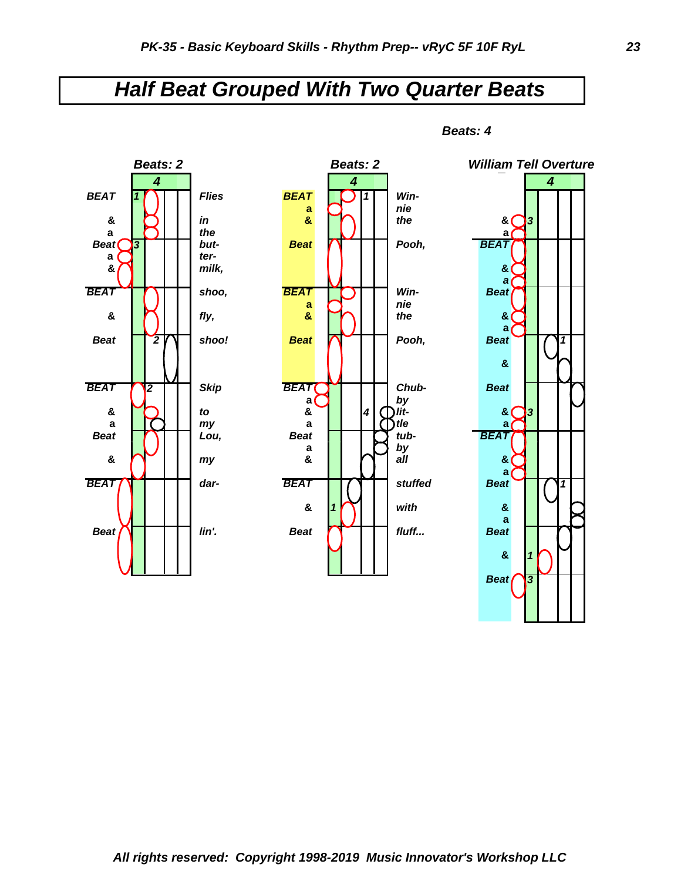# Half Beat Grouped With Two Quarter Beats

**Beats: 4**

**Beats: 2**

| | | |
|---|---|---|
| BEAT | 1 | Flies |
| & | | in |
| a | | the |
| Beat | 3 | but- |
| a | | ter- |
| & | | milk, |
| BEAT | | shoo, |
| & | | fly, |
| Beat | 2 | shoo! |
| BEAT | 2 | Skip |
| & | | to |
| a | | my |
| Beat | | Lou, |
| & | | my |
| BEAT | | dar- |
| Beat | | lin'. |

**Beats: 2**

| | | |
|---|---|---|
| BEAT | 1 | Win- |
| a | | nie |
| & | | the |
| Beat | | Pooh, |
| BEAT | | Win- |
| a | | nie |
| & | | the |
| Beat | | Pooh, |
| BEAT | | Chub- |
| a | | by |
| & | 4 | lit- |
| a | | tle |
| Beat | | tub- |
| a | | by |
| & | | all |
| BEAT | | stuffed |
| & | 1 | with |
| Beat | | fluff... |

**William Tell Overture**

| | | |
|---|---|---|
| & | 3 | |
| a | | |
| BEAT | | |
| & | | |
| a | | |
| Beat | | |
| & | | |
| a | | |
| Beat | 1 | |
| & | | |
| Beat | | |
| & | 3 | |
| a | | |
| BEAT | | |
| & | | |
| a | | |
| Beat | 1 | |
| & | | |
| a | | |
| Beat | | |
| & | 1 | |
| Beat | 3 | |

All rights reserved: Copyright 1998-2019 Music Innovator's Workshop LLC